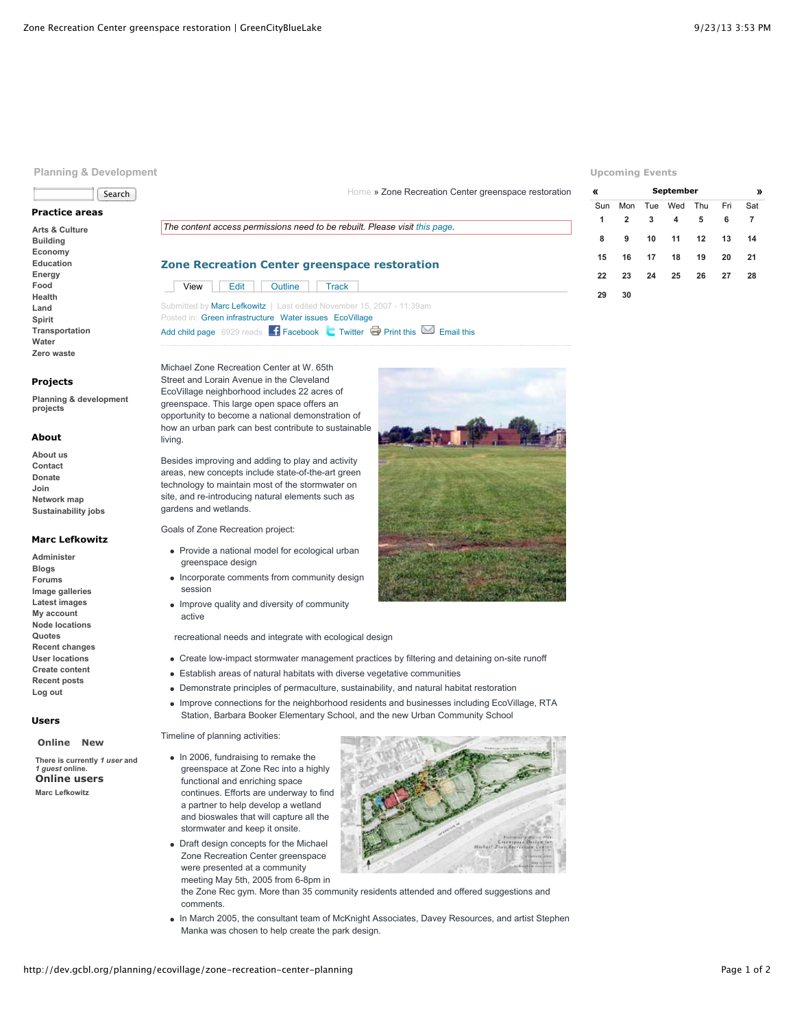Planning & Development

Search

### Practice areas

- Arts & Culture
- Building
- Economy
- Education
- Energy
- Food
- Health
- Land
- Spirit
- Transportation
- Water
- Zero waste

### Projects

- Planning & development projects

### About

- About us
- Contact
- Donate
- Join
- Network map
- Sustainability jobs

### Marc Lefkowitz

- Administer
- Blogs
- Forums
- Image galleries
- Latest images
- My account
- Node locations
- Quotes
- Recent changes
- User locations
- Create content
- Recent posts
- Log out

### Users

Online New

There is currently *1 user* and *1 guest* online.

**Online users**

Marc Lefkowitz

Home » Zone Recreation Center greenspace restoration

*The content access permissions need to be rebuilt. Please visit this page.*

## Zone Recreation Center greenspace restoration

View | Edit | Outline | Track

Submitted by Marc Lefkowitz | Last edited November 15, 2007 - 11:39am

Posted in: Green infrastructure Water issues EcoVillage

Add child page 6929 reads Facebook Twitter Print this Email this

Michael Zone Recreation Center at W. 65th Street and Lorain Avenue in the Cleveland EcoVillage neighborhood includes 22 acres of greenspace. This large open space offers an opportunity to become a national demonstration of how an urban park can best contribute to sustainable living.

Besides improving and adding to play and activity areas, new concepts include state-of-the-art green technology to maintain most of the stormwater on site, and re-introducing natural elements such as gardens and wetlands.

Goals of Zone Recreation project:

- Provide a national model for ecological urban greenspace design
- Incorporate comments from community design session
- Improve quality and diversity of community active recreational needs and integrate with ecological design
- Create low-impact stormwater management practices by filtering and detaining on-site runoff
- Establish areas of natural habitats with diverse vegetative communities
- Demonstrate principles of permaculture, sustainability, and natural habitat restoration
- Improve connections for the neighborhood residents and businesses including EcoVillage, RTA Station, Barbara Booker Elementary School, and the new Urban Community School

Timeline of planning activities:

- In 2006, fundraising to remake the greenspace at Zone Rec into a highly functional and enriching space continues. Efforts are underway to find a partner to help develop a wetland and bioswales that will capture all the stormwater and keep it onsite.
- Draft design concepts for the Michael Zone Recreation Center greenspace were presented at a community meeting May 5th, 2005 from 6-8pm in the Zone Rec gym. More than 35 community residents attended and offered suggestions and comments.
- In March 2005, the consultant team of McKnight Associates, Davey Resources, and artist Stephen Manka was chosen to help create the park design.

Upcoming Events

| « | | | September | | | » |
|---|---|---|---|---|---|---|
| Sun | Mon | Tue | Wed | Thu | Fri | Sat |
| 1 | 2 | 3 | 4 | 5 | 6 | 7 |
| 8 | 9 | 10 | 11 | 12 | 13 | 14 |
| 15 | 16 | 17 | 18 | 19 | 20 | 21 |
| 22 | 23 | 24 | 25 | 26 | 27 | 28 |
| 29 | 30 | | | | | |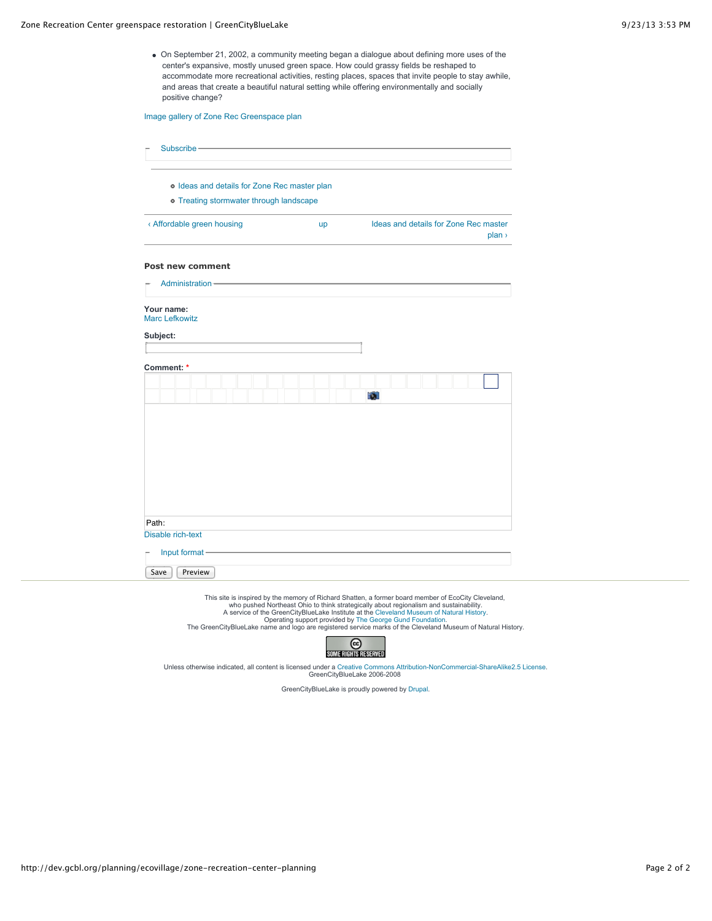- On September 21, 2002, a community meeting began a dialogue about defining more uses of the center's expansive, mostly unused green space. How could grassy fields be reshaped to accommodate more recreational activities, resting places, spaces that invite people to stay awhile, and areas that create a beautiful natural setting while offering environmentally and socially positive change?

Image gallery of Zone Rec Greenspace plan

Subscribe

- Ideas and details for Zone Rec master plan
- Treating stormwater through landscape

‹ Affordable green housing | up | Ideas and details for Zone Rec master plan ›

### Post new comment

Administration

**Your name:**
Marc Lefkowitz

**Subject:**

**Comment:** *

Path:

Disable rich-text

Input format

Save | Preview

This site is inspired by the memory of Richard Shatten, a former board member of EcoCity Cleveland, who pushed Northeast Ohio to think strategically about regionalism and sustainability.
A service of the GreenCityBlueLake Institute at the Cleveland Museum of Natural History.
Operating support provided by The George Gund Foundation.
The GreenCityBlueLake name and logo are registered service marks of the Cleveland Museum of Natural History.

SOME RIGHTS RESERVED

Unless otherwise indicated, all content is licensed under a Creative Commons Attribution-NonCommercial-ShareAlike2.5 License.
GreenCityBlueLake 2006-2008

GreenCityBlueLake is proudly powered by Drupal.